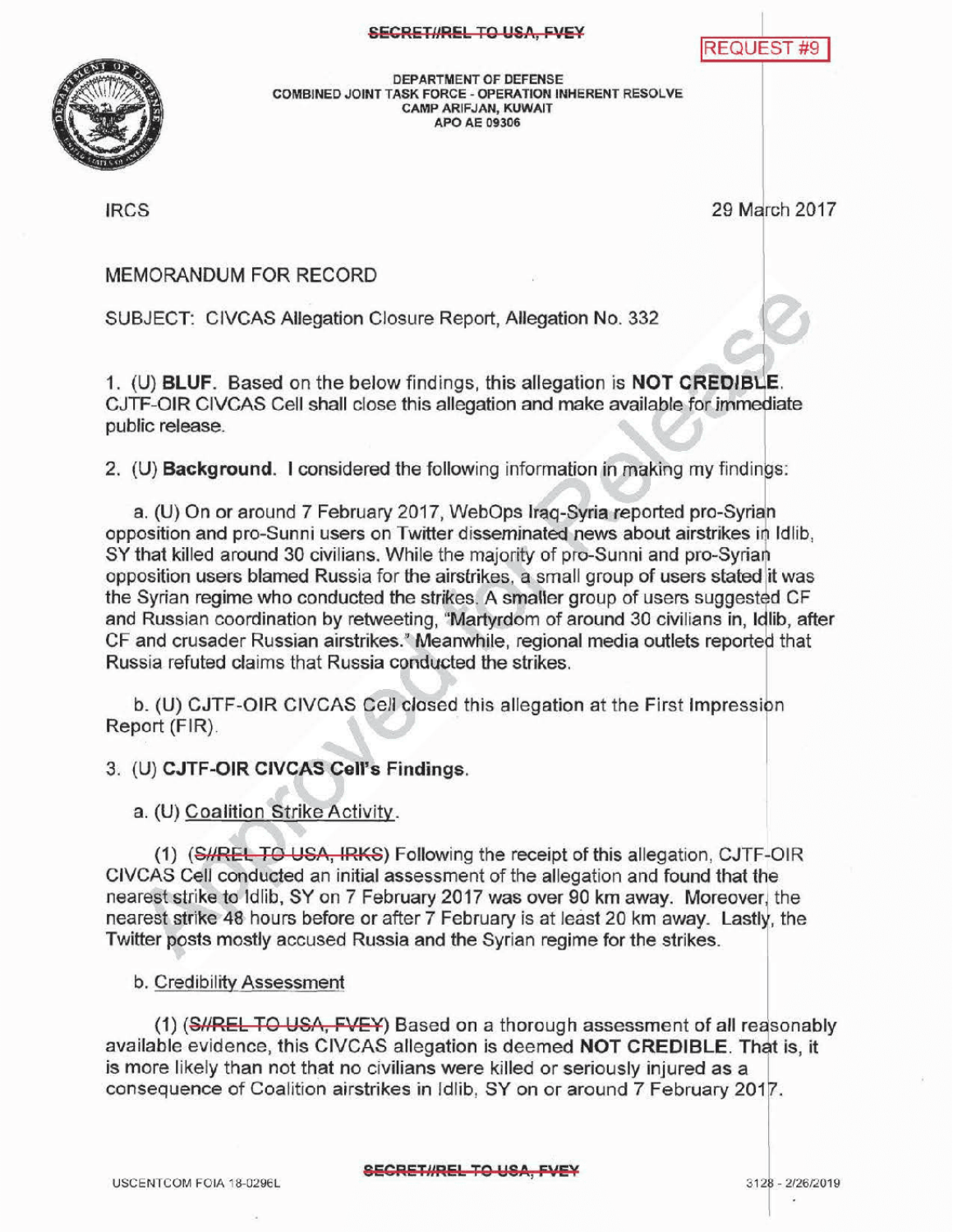~~SECRET//REL TO USA, FVEY~~

REQUEST #9

DEPARTMENT OF DEFENSE
COMBINED JOINT TASK FORCE - OPERATION INHERENT RESOLVE
CAMP ARIFJAN, KUWAIT
APO AE 09306

IRCS

29 March 2017

MEMORANDUM FOR RECORD

SUBJECT: CIVCAS Allegation Closure Report, Allegation No. 332

1. (U) **BLUF**. Based on the below findings, this allegation is **NOT CREDIBLE**. CJTF-OIR CIVCAS Cell shall close this allegation and make available for immediate public release.

2. (U) **Background**. I considered the following information in making my findings:

   a. (U) On or around 7 February 2017, WebOps Iraq-Syria reported pro-Syrian opposition and pro-Sunni users on Twitter disseminated news about airstrikes in Idlib, SY that killed around 30 civilians. While the majority of pro-Sunni and pro-Syrian opposition users blamed Russia for the airstrikes, a small group of users stated it was the Syrian regime who conducted the strikes. A smaller group of users suggested CF and Russian coordination by retweeting, "Martyrdom of around 30 civilians in, Idlib, after CF and crusader Russian airstrikes." Meanwhile, regional media outlets reported that Russia refuted claims that Russia conducted the strikes.

   b. (U) CJTF-OIR CIVCAS Cell closed this allegation at the First Impression Report (FIR).

3. (U) **CJTF-OIR CIVCAS Cell's Findings.**

   a. (U) Coalition Strike Activity.

      (1) (~~S//REL TO USA, IRKS~~) Following the receipt of this allegation, CJTF-OIR CIVCAS Cell conducted an initial assessment of the allegation and found that the nearest strike to Idlib, SY on 7 February 2017 was over 90 km away. Moreover, the nearest strike 48 hours before or after 7 February is at least 20 km away. Lastly, the Twitter posts mostly accused Russia and the Syrian regime for the strikes.

   b. Credibility Assessment

      (1) (~~S//REL TO USA, FVEY~~) Based on a thorough assessment of all reasonably available evidence, this CIVCAS allegation is deemed **NOT CREDIBLE**. That is, it is more likely than not that no civilians were killed or seriously injured as a consequence of Coalition airstrikes in Idlib, SY on or around 7 February 2017.

USCENTCOM FOIA 18-0296L

~~SECRET//REL TO USA, FVEY~~

3128 - 2/26/2019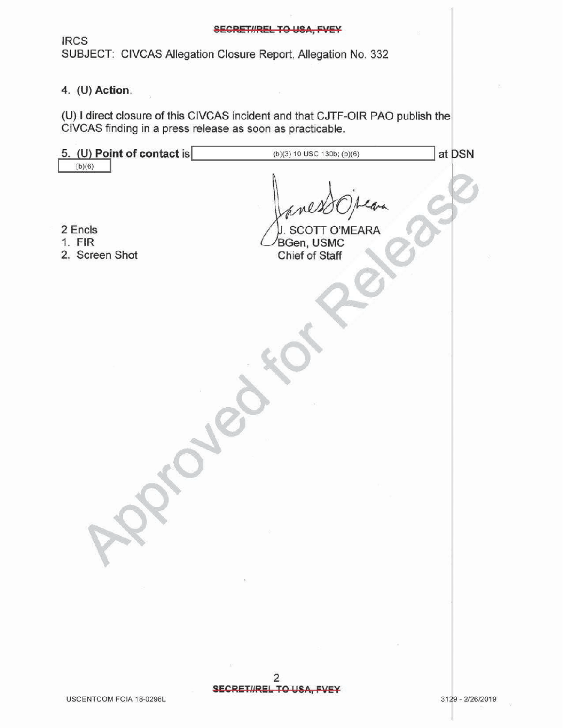IRCS
SUBJECT: CIVCAS Allegation Closure Report, Allegation No. 332

4. (U) **Action**.

(U) I direct closure of this CIVCAS incident and that CJTF-OIR PAO publish the CIVCAS finding in a press release as soon as practicable.

5. (U) **Point of contact** is (b)(3) 10 USC 130b; (b)(6) at DSN (b)(6)

2 Encls
1. FIR
2. Screen Shot

J. SCOTT O'MEARA
BGen, USMC
Chief of Staff

USCENTCOM FOIA 18-0296L

3129 - 2/26/2019